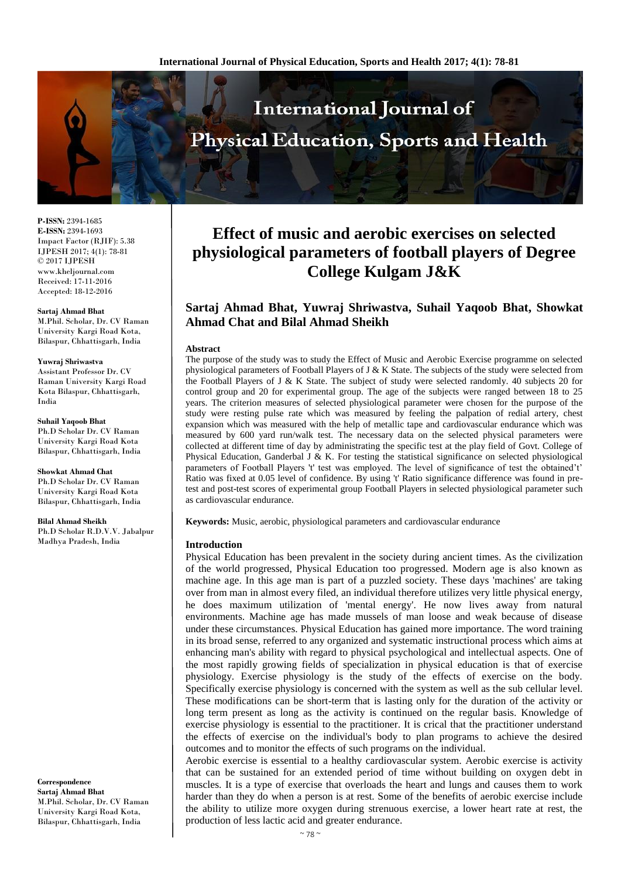P-ISSN: 2394-1685
E-ISSN: 2394-1693
Impact Factor (RJIF): 5.38
IJPESH 2017; 4(1): 78-81
© 2017 IJPESH
www.kheljournal.com
Received: 17-11-2016
Accepted: 18-12-2016

**Sartaj Ahmad Bhat**
M.Phil. Scholar, Dr. CV Raman University Kargi Road Kota, Bilaspur, Chhattisgarh, India

**Yuwraj Shriwastva**
Assistant Professor Dr. CV Raman University Kargi Road Kota Bilaspur, Chhattisgarh, India

**Suhail Yaqoob Bhat**
Ph.D Scholar Dr. CV Raman University Kargi Road Kota Bilaspur, Chhattisgarh, India

**Showkat Ahmad Chat**
Ph.D Scholar Dr. CV Raman University Kargi Road Kota Bilaspur, Chhattisgarh, India

**Bilal Ahmad Sheikh**
Ph.D Scholar R.D.V.V. Jabalpur Madhya Pradesh, India

**Correspondence**
**Sartaj Ahmad Bhat**
M.Phil. Scholar, Dr. CV Raman University Kargi Road Kota, Bilaspur, Chhattisgarh, India

# Effect of music and aerobic exercises on selected physiological parameters of football players of Degree College Kulgam J&K

## Sartaj Ahmad Bhat, Yuwraj Shriwastva, Suhail Yaqoob Bhat, Showkat Ahmad Chat and Bilal Ahmad Sheikh

### Abstract

The purpose of the study was to study the Effect of Music and Aerobic Exercise programme on selected physiological parameters of Football Players of J & K State. The subjects of the study were selected from the Football Players of J & K State. The subject of study were selected randomly. 40 subjects 20 for control group and 20 for experimental group. The age of the subjects were ranged between 18 to 25 years. The criterion measures of selected physiological parameter were chosen for the purpose of the study were resting pulse rate which was measured by feeling the palpation of redial artery, chest expansion which was measured with the help of metallic tape and cardiovascular endurance which was measured by 600 yard run/walk test. The necessary data on the selected physical parameters were collected at different time of day by administrating the specific test at the play field of Govt. College of Physical Education, Ganderbal J & K. For testing the statistical significance on selected physiological parameters of Football Players 't' test was employed. The level of significance of test the obtained't' Ratio was fixed at 0.05 level of confidence. By using 't' Ratio significance difference was found in pre-test and post-test scores of experimental group Football Players in selected physiological parameter such as cardiovascular endurance.

**Keywords:** Music, aerobic, physiological parameters and cardiovascular endurance

### Introduction

Physical Education has been prevalent in the society during ancient times. As the civilization of the world progressed, Physical Education too progressed. Modern age is also known as machine age. In this age man is part of a puzzled society. These days 'machines' are taking over from man in almost every filed, an individual therefore utilizes very little physical energy, he does maximum utilization of 'mental energy'. He now lives away from natural environments. Machine age has made mussels of man loose and weak because of disease under these circumstances. Physical Education has gained more importance. The word training in its broad sense, referred to any organized and systematic instructional process which aims at enhancing man's ability with regard to physical psychological and intellectual aspects. One of the most rapidly growing fields of specialization in physical education is that of exercise physiology. Exercise physiology is the study of the effects of exercise on the body. Specifically exercise physiology is concerned with the system as well as the sub cellular level. These modifications can be short-term that is lasting only for the duration of the activity or long term present as long as the activity is continued on the regular basis. Knowledge of exercise physiology is essential to the practitioner. It is crical that the practitioner understand the effects of exercise on the individual's body to plan programs to achieve the desired outcomes and to monitor the effects of such programs on the individual.

Aerobic exercise is essential to a healthy cardiovascular system. Aerobic exercise is activity that can be sustained for an extended period of time without building on oxygen debt in muscles. It is a type of exercise that overloads the heart and lungs and causes them to work harder than they do when a person is at rest. Some of the benefits of aerobic exercise include the ability to utilize more oxygen during strenuous exercise, a lower heart rate at rest, the production of less lactic acid and greater endurance.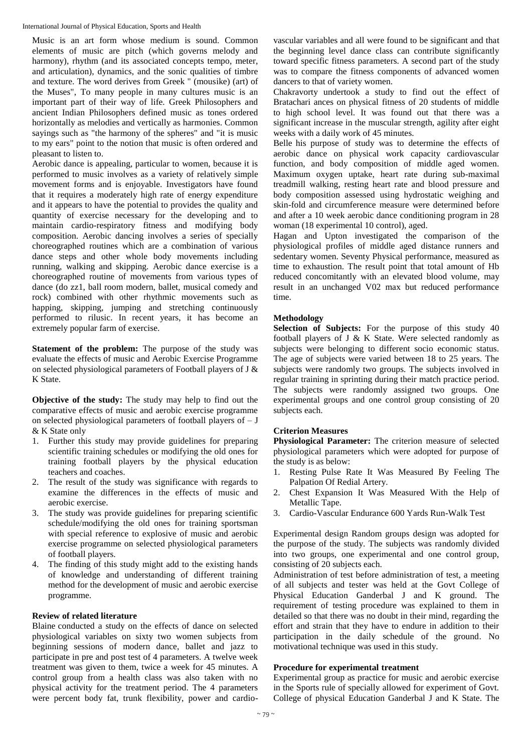Music is an art form whose medium is sound. Common elements of music are pitch (which governs melody and harmony), rhythm (and its associated concepts tempo, meter, and articulation), dynamics, and the sonic qualities of timbre and texture. The word derives from Greek " (mousike) (art) of the Muses", To many people in many cultures music is an important part of their way of life. Greek Philosophers and ancient Indian Philosophers defined music as tones ordered horizontally as melodies and vertically as harmonies. Common sayings such as "the harmony of the spheres" and "it is music to my ears" point to the notion that music is often ordered and pleasant to listen to.

Aerobic dance is appealing, particular to women, because it is performed to music involves as a variety of relatively simple movement forms and is enjoyable. Investigators have found that it requires a moderately high rate of energy expenditure and it appears to have the potential to provides the quality and quantity of exercise necessary for the developing and to maintain cardio-respiratory fitness and modifying body composition. Aerobic dancing involves a series of specially choreographed routines which are a combination of various dance steps and other whole body movements including running, walking and skipping. Aerobic dance exercise is a choreographed routine of movements from various types of dance (do zz1, ball room modern, ballet, musical comedy and rock) combined with other rhythmic movements such as happing, skipping, jumping and stretching continuously performed to rilusic. In recent years, it has become an extremely popular farm of exercise.

**Statement of the problem:** The purpose of the study was evaluate the effects of music and Aerobic Exercise Programme on selected physiological parameters of Football players of J & K State.

**Objective of the study:** The study may help to find out the comparative effects of music and aerobic exercise programme on selected physiological parameters of football players of – J & K State only

1. Further this study may provide guidelines for preparing scientific training schedules or modifying the old ones for training football players by the physical education teachers and coaches.
2. The result of the study was significance with regards to examine the differences in the effects of music and aerobic exercise.
3. The study was provide guidelines for preparing scientific schedule/modifying the old ones for training sportsman with special reference to explosive of music and aerobic exercise programme on selected physiological parameters of football players.
4. The finding of this study might add to the existing hands of knowledge and understanding of different training method for the development of music and aerobic exercise programme.

**Review of related literature**

Blaine conducted a study on the effects of dance on selected physiological variables on sixty two women subjects from beginning sessions of modern dance, ballet and jazz to participate in pre and post test of 4 parameters. A twelve week treatment was given to them, twice a week for 45 minutes. A control group from a health class was also taken with no physical activity for the treatment period. The 4 parameters were percent body fat, trunk flexibility, power and cardio-vascular variables and all were found to be significant and that the beginning level dance class can contribute significantly toward specific fitness parameters. A second part of the study was to compare the fitness components of advanced women dancers to that of variety women.

Chakravorty undertook a study to find out the effect of Bratachari ances on physical fitness of 20 students of middle to high school level. It was found out that there was a significant increase in the muscular strength, agility after eight weeks with a daily work of 45 minutes.

Belle his purpose of study was to determine the effects of aerobic dance on physical work capacity cardiovascular function, and body composition of middle aged women. Maximum oxygen uptake, heart rate during sub-maximal treadmill walking, resting heart rate and blood pressure and body composition assessed using hydrostatic weighing and skin-fold and circumference measure were determined before and after a 10 week aerobic dance conditioning program in 28 woman (18 experimental 10 control), aged.

Hagan and Upton investigated the comparison of the physiological profiles of middle aged distance runners and sedentary women. Seventy Physical performance, measured as time to exhaustion. The result point that total amount of Hb reduced concomitantly with an elevated blood volume, may result in an unchanged V02 max but reduced performance time.

**Methodology**

**Selection of Subjects:** For the purpose of this study 40 football players of J & K State. Were selected randomly as subjects were belonging to different socio economic status. The age of subjects were varied between 18 to 25 years. The subjects were randomly two groups. The subjects involved in regular training in sprinting during their match practice period. The subjects were randomly assigned two groups. One experimental groups and one control group consisting of 20 subjects each.

**Criterion Measures**

**Physiological Parameter:** The criterion measure of selected physiological parameters which were adopted for purpose of the study is as below:

1. Resting Pulse Rate It Was Measured By Feeling The Palpation Of Redial Artery.
2. Chest Expansion It Was Measured With the Help of Metallic Tape.
3. Cardio-Vascular Endurance 600 Yards Run-Walk Test

Experimental design Random groups design was adopted for the purpose of the study. The subjects was randomly divided into two groups, one experimental and one control group, consisting of 20 subjects each.

Administration of test before administration of test, a meeting of all subjects and tester was held at the Govt College of Physical Education Ganderbal J and K ground. The requirement of testing procedure was explained to them in detailed so that there was no doubt in their mind, regarding the effort and strain that they have to endure in addition to their participation in the daily schedule of the ground. No motivational technique was used in this study.

**Procedure for experimental treatment**

Experimental group as practice for music and aerobic exercise in the Sports rule of specially allowed for experiment of Govt. College of physical Education Ganderbal J and K State. The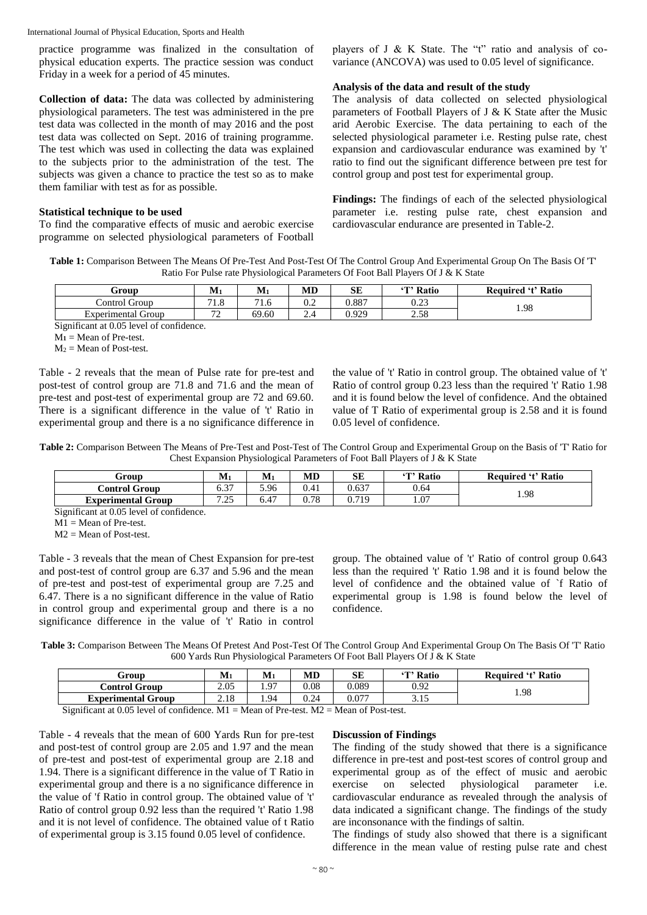practice programme was finalized in the consultation of physical education experts. The practice session was conduct Friday in a week for a period of 45 minutes.

**Collection of data:** The data was collected by administering physiological parameters. The test was administered in the pre test data was collected in the month of may 2016 and the post test data was collected on Sept. 2016 of training programme. The test which was used in collecting the data was explained to the subjects prior to the administration of the test. The subjects was given a chance to practice the test so as to make them familiar with test as for as possible.

**Statistical technique to be used**

To find the comparative effects of music and aerobic exercise programme on selected physiological parameters of Football players of J & K State. The "t" ratio and analysis of co-variance (ANCOVA) was used to 0.05 level of significance.

**Analysis of the data and result of the study**

The analysis of data collected on selected physiological parameters of Football Players of J & K State after the Music arid Aerobic Exercise. The data pertaining to each of the selected physiological parameter i.e. Resting pulse rate, chest expansion and cardiovascular endurance was examined by 't' ratio to find out the significant difference between pre test for control group and post test for experimental group.

**Findings:** The findings of each of the selected physiological parameter i.e. resting pulse rate, chest expansion and cardiovascular endurance are presented in Table-2.

**Table 1:** Comparison Between The Means Of Pre-Test And Post-Test Of The Control Group And Experimental Group On The Basis Of 'T' Ratio For Pulse rate Physiological Parameters Of Foot Ball Players Of J & K State

| Group | $M_1$ | $M_1$ | MD | SE | 'T' Ratio | Required 't' Ratio |
|---|---|---|---|---|---|---|
| Control Group | 71.8 | 71.6 | 0.2 | 0.887 | 0.23 | 1.98 |
| Experimental Group | 72 | 69.60 | 2.4 | 0.929 | 2.58 | |

Significant at 0.05 level of confidence.

$M_1$ = Mean of Pre-test.

$M_2$ = Mean of Post-test.

Table - 2 reveals that the mean of Pulse rate for pre-test and post-test of control group are 71.8 and 71.6 and the mean of pre-test and post-test of experimental group are 72 and 69.60. There is a significant difference in the value of 't' Ratio in experimental group and there is a no significance difference in the value of 't' Ratio in control group. The obtained value of 't' Ratio of control group 0.23 less than the required 't' Ratio 1.98 and it is found below the level of confidence. And the obtained value of T Ratio of experimental group is 2.58 and it is found 0.05 level of confidence.

**Table 2:** Comparison Between The Means of Pre-Test and Post-Test of The Control Group and Experimental Group on the Basis of 'T' Ratio for Chest Expansion Physiological Parameters of Foot Ball Players of J & K State

| Group | $M_1$ | $M_1$ | MD | SE | 'T' Ratio | Required 't' Ratio |
|---|---|---|---|---|---|---|
| **Control Group** | 6.37 | 5.96 | 0.41 | 0.637 | 0.64 | 1.98 |
| **Experimental Group** | 7.25 | 6.47 | 0.78 | 0.719 | 1.07 | |

Significant at 0.05 level of confidence.

M1 = Mean of Pre-test.

M2 = Mean of Post-test.

Table - 3 reveals that the mean of Chest Expansion for pre-test and post-test of control group are 6.37 and 5.96 and the mean of pre-test and post-test of experimental group are 7.25 and 6.47. There is a no significant difference in the value of Ratio in control group and experimental group and there is a no significance difference in the value of 't' Ratio in control group. The obtained value of 't' Ratio of control group 0.643 less than the required 't' Ratio 1.98 and it is found below the level of confidence and the obtained value of `f Ratio of experimental group is 1.98 is found below the level of confidence.

**Table 3:** Comparison Between The Means Of Pretest And Post-Test Of The Control Group And Experimental Group On The Basis Of 'T' Ratio 600 Yards Run Physiological Parameters Of Foot Ball Players Of J & K State

| Group | $M_1$ | $M_1$ | MD | SE | 'T' Ratio | Required 't' Ratio |
|---|---|---|---|---|---|---|
| **Control Group** | 2.05 | 1.97 | 0.08 | 0.089 | 0.92 | 1.98 |
| **Experimental Group** | 2.18 | 1.94 | 0.24 | 0.077 | 3.15 | |

Significant at 0.05 level of confidence. M1 = Mean of Pre-test. M2 = Mean of Post-test.

Table - 4 reveals that the mean of 600 Yards Run for pre-test and post-test of control group are 2.05 and 1.97 and the mean of pre-test and post-test of experimental group are 2.18 and 1.94. There is a significant difference in the value of T Ratio in experimental group and there is a no significance difference in the value of 'f Ratio in control group. The obtained value of 't' Ratio of control group 0.92 less than the required 't' Ratio 1.98 and it is not level of confidence. The obtained value of t Ratio of experimental group is 3.15 found 0.05 level of confidence.

## Discussion of Findings

The finding of the study showed that there is a significance difference in pre-test and post-test scores of control group and experimental group as of the effect of music and aerobic exercise on selected physiological parameter i.e. cardiovascular endurance as revealed through the analysis of data indicated a significant change. The findings of the study are inconsonance with the findings of saltin.

The findings of study also showed that there is a significant difference in the mean value of resting pulse rate and chest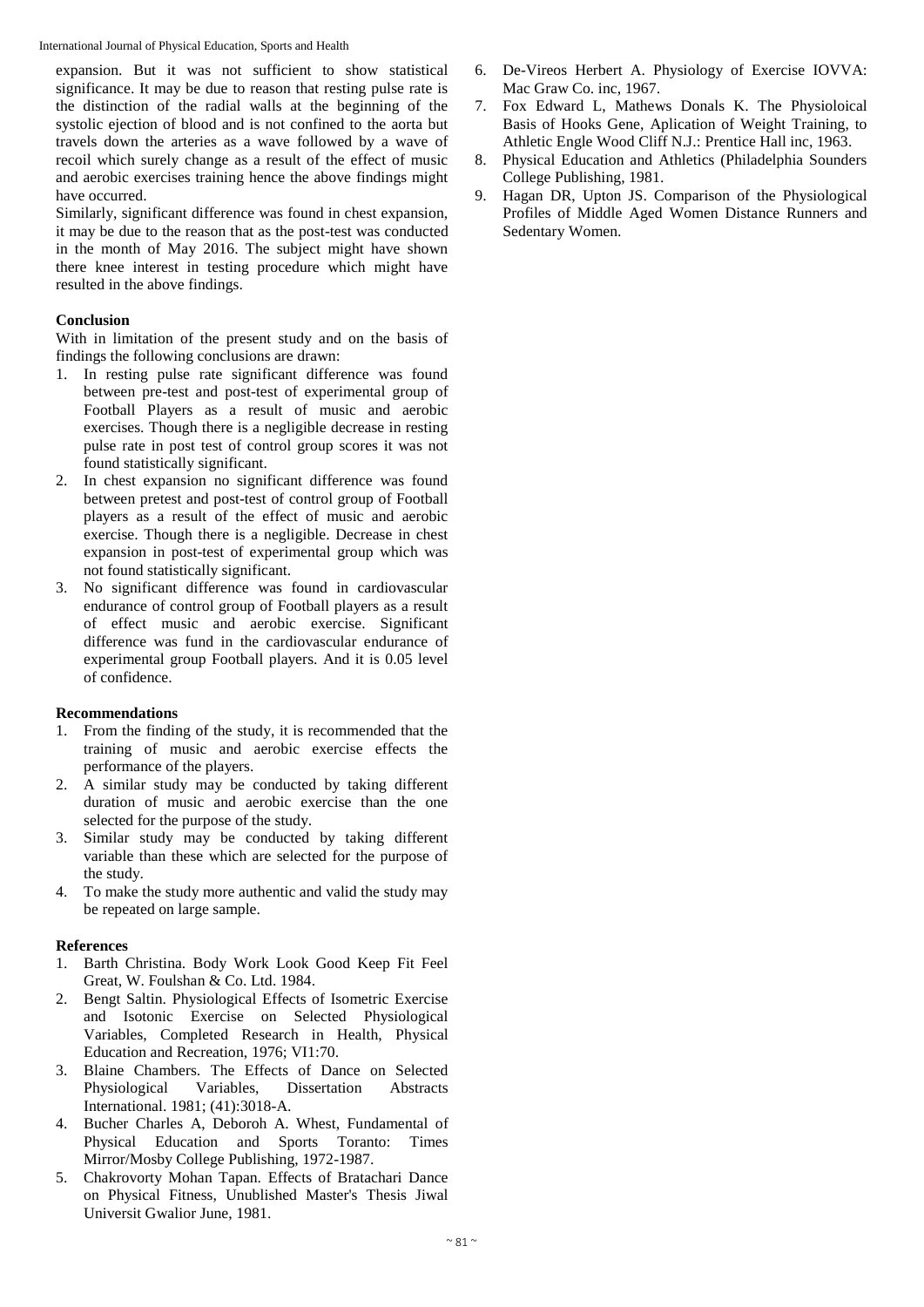expansion. But it was not sufficient to show statistical significance. It may be due to reason that resting pulse rate is the distinction of the radial walls at the beginning of the systolic ejection of blood and is not confined to the aorta but travels down the arteries as a wave followed by a wave of recoil which surely change as a result of the effect of music and aerobic exercises training hence the above findings might have occurred.

Similarly, significant difference was found in chest expansion, it may be due to the reason that as the post-test was conducted in the month of May 2016. The subject might have shown there knee interest in testing procedure which might have resulted in the above findings.

## Conclusion

With in limitation of the present study and on the basis of findings the following conclusions are drawn:

1. In resting pulse rate significant difference was found between pre-test and post-test of experimental group of Football Players as a result of music and aerobic exercises. Though there is a negligible decrease in resting pulse rate in post test of control group scores it was not found statistically significant.
2. In chest expansion no significant difference was found between pretest and post-test of control group of Football players as a result of the effect of music and aerobic exercise. Though there is a negligible. Decrease in chest expansion in post-test of experimental group which was not found statistically significant.
3. No significant difference was found in cardiovascular endurance of control group of Football players as a result of effect music and aerobic exercise. Significant difference was fund in the cardiovascular endurance of experimental group Football players. And it is 0.05 level of confidence.

## Recommendations

1. From the finding of the study, it is recommended that the training of music and aerobic exercise effects the performance of the players.
2. A similar study may be conducted by taking different duration of music and aerobic exercise than the one selected for the purpose of the study.
3. Similar study may be conducted by taking different variable than these which are selected for the purpose of the study.
4. To make the study more authentic and valid the study may be repeated on large sample.

## References

1. Barth Christina. Body Work Look Good Keep Fit Feel Great, W. Foulshan & Co. Ltd. 1984.
2. Bengt Saltin. Physiological Effects of Isometric Exercise and Isotonic Exercise on Selected Physiological Variables, Completed Research in Health, Physical Education and Recreation, 1976; VI1:70.
3. Blaine Chambers. The Effects of Dance on Selected Physiological Variables, Dissertation Abstracts International. 1981; (41):3018-A.
4. Bucher Charles A, Deboroh A. Whest, Fundamental of Physical Education and Sports Toranto: Times Mirror/Mosby College Publishing, 1972-1987.
5. Chakrovorty Mohan Tapan. Effects of Bratachari Dance on Physical Fitness, Unublished Master's Thesis Jiwal Universit Gwalior June, 1981.
6. De-Vireos Herbert A. Physiology of Exercise IOVVA: Mac Graw Co. inc, 1967.
7. Fox Edward L, Mathews Donals K. The Physioloical Basis of Hooks Gene, Aplication of Weight Training, to Athletic Engle Wood Cliff N.J.: Prentice Hall inc, 1963.
8. Physical Education and Athletics (Philadelphia Sounders College Publishing, 1981.
9. Hagan DR, Upton JS. Comparison of the Physiological Profiles of Middle Aged Women Distance Runners and Sedentary Women.